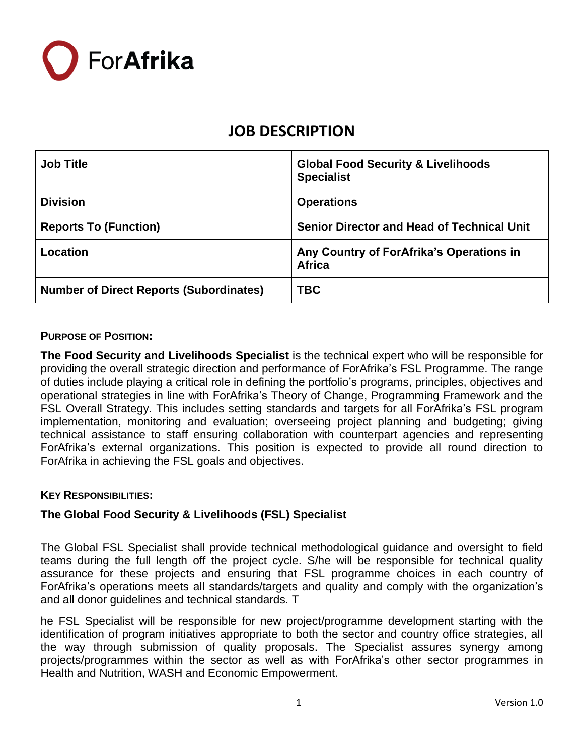ForAfrika

# JOB DESCRIPTION

| Job Title | Global Food Security & Livelihoods Specialist |
|---|---|
| Division | Operations |
| Reports To (Function) | Senior Director and Head of Technical Unit |
| Location | Any Country of ForAfrika's Operations in Africa |
| Number of Direct Reports (Subordinates) | TBC |

**PURPOSE OF POSITION:**

**The Food Security and Livelihoods Specialist** is the technical expert who will be responsible for providing the overall strategic direction and performance of ForAfrika's FSL Programme. The range of duties include playing a critical role in defining the portfolio's programs, principles, objectives and operational strategies in line with ForAfrika's Theory of Change, Programming Framework and the FSL Overall Strategy. This includes setting standards and targets for all ForAfrika's FSL program implementation, monitoring and evaluation; overseeing project planning and budgeting; giving technical assistance to staff ensuring collaboration with counterpart agencies and representing ForAfrika's external organizations. This position is expected to provide all round direction to ForAfrika in achieving the FSL goals and objectives.

**KEY RESPONSIBILITIES:**

**The Global Food Security & Livelihoods (FSL) Specialist**

The Global FSL Specialist shall provide technical methodological guidance and oversight to field teams during the full length off the project cycle. S/he will be responsible for technical quality assurance for these projects and ensuring that FSL programme choices in each country of ForAfrika's operations meets all standards/targets and quality and comply with the organization's and all donor guidelines and technical standards. T

he FSL Specialist will be responsible for new project/programme development starting with the identification of program initiatives appropriate to both the sector and country office strategies, all the way through submission of quality proposals. The Specialist assures synergy among projects/programmes within the sector as well as with ForAfrika's other sector programmes in Health and Nutrition, WASH and Economic Empowerment.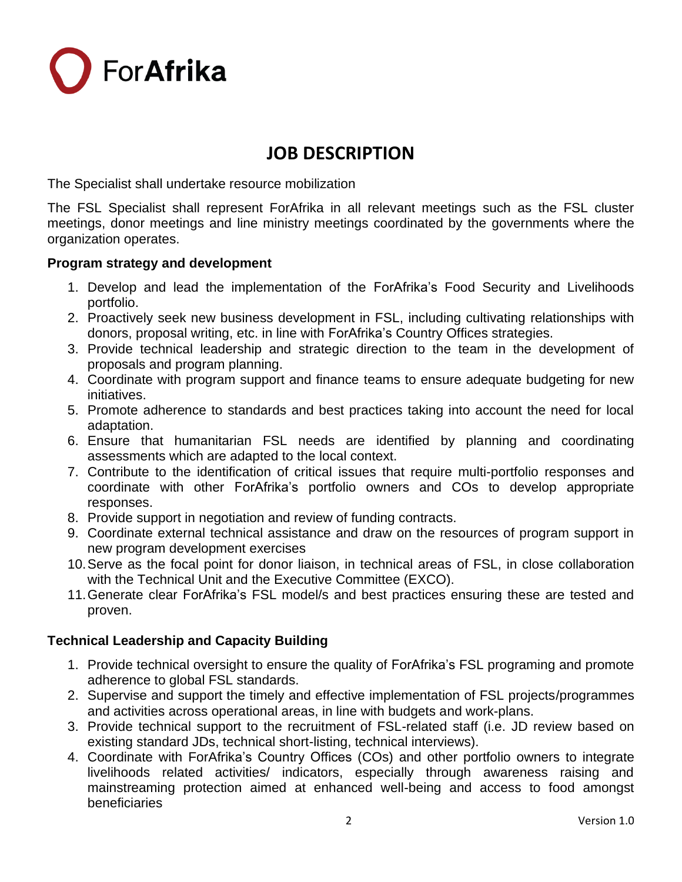# JOB DESCRIPTION

The Specialist shall undertake resource mobilization

The FSL Specialist shall represent ForAfrika in all relevant meetings such as the FSL cluster meetings, donor meetings and line ministry meetings coordinated by the governments where the organization operates.

**Program strategy and development**

1. Develop and lead the implementation of the ForAfrika's Food Security and Livelihoods portfolio.
2. Proactively seek new business development in FSL, including cultivating relationships with donors, proposal writing, etc. in line with ForAfrika's Country Offices strategies.
3. Provide technical leadership and strategic direction to the team in the development of proposals and program planning.
4. Coordinate with program support and finance teams to ensure adequate budgeting for new initiatives.
5. Promote adherence to standards and best practices taking into account the need for local adaptation.
6. Ensure that humanitarian FSL needs are identified by planning and coordinating assessments which are adapted to the local context.
7. Contribute to the identification of critical issues that require multi-portfolio responses and coordinate with other ForAfrika's portfolio owners and COs to develop appropriate responses.
8. Provide support in negotiation and review of funding contracts.
9. Coordinate external technical assistance and draw on the resources of program support in new program development exercises
10. Serve as the focal point for donor liaison, in technical areas of FSL, in close collaboration with the Technical Unit and the Executive Committee (EXCO).
11. Generate clear ForAfrika's FSL model/s and best practices ensuring these are tested and proven.

**Technical Leadership and Capacity Building**

1. Provide technical oversight to ensure the quality of ForAfrika's FSL programing and promote adherence to global FSL standards.
2. Supervise and support the timely and effective implementation of FSL projects/programmes and activities across operational areas, in line with budgets and work-plans.
3. Provide technical support to the recruitment of FSL-related staff (i.e. JD review based on existing standard JDs, technical short-listing, technical interviews).
4. Coordinate with ForAfrika's Country Offices (COs) and other portfolio owners to integrate livelihoods related activities/ indicators, especially through awareness raising and mainstreaming protection aimed at enhanced well-being and access to food amongst beneficiaries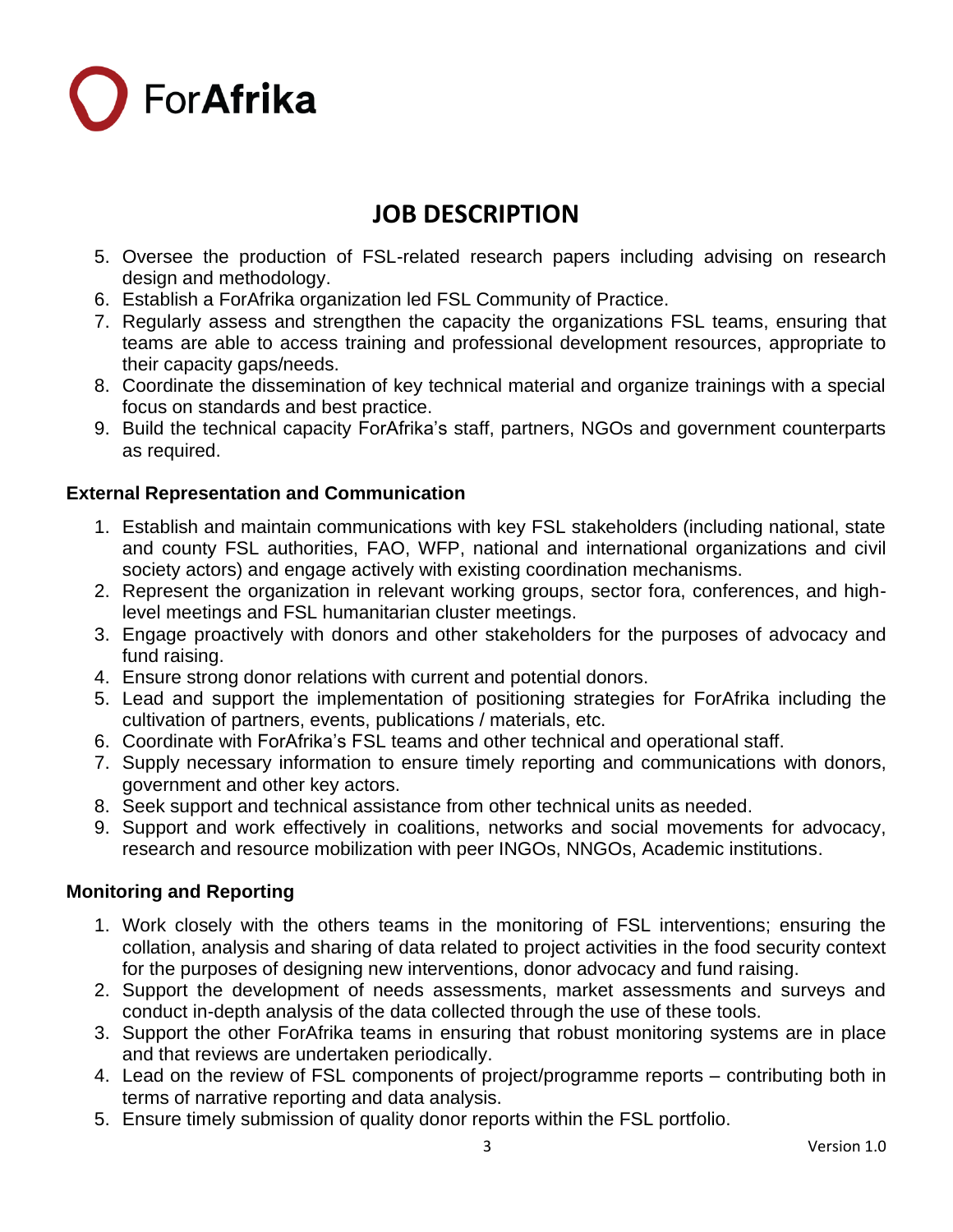# JOB DESCRIPTION

5. Oversee the production of FSL-related research papers including advising on research design and methodology.
6. Establish a ForAfrika organization led FSL Community of Practice.
7. Regularly assess and strengthen the capacity the organizations FSL teams, ensuring that teams are able to access training and professional development resources, appropriate to their capacity gaps/needs.
8. Coordinate the dissemination of key technical material and organize trainings with a special focus on standards and best practice.
9. Build the technical capacity ForAfrika's staff, partners, NGOs and government counterparts as required.

**External Representation and Communication**

1. Establish and maintain communications with key FSL stakeholders (including national, state and county FSL authorities, FAO, WFP, national and international organizations and civil society actors) and engage actively with existing coordination mechanisms.
2. Represent the organization in relevant working groups, sector fora, conferences, and high-level meetings and FSL humanitarian cluster meetings.
3. Engage proactively with donors and other stakeholders for the purposes of advocacy and fund raising.
4. Ensure strong donor relations with current and potential donors.
5. Lead and support the implementation of positioning strategies for ForAfrika including the cultivation of partners, events, publications / materials, etc.
6. Coordinate with ForAfrika's FSL teams and other technical and operational staff.
7. Supply necessary information to ensure timely reporting and communications with donors, government and other key actors.
8. Seek support and technical assistance from other technical units as needed.
9. Support and work effectively in coalitions, networks and social movements for advocacy, research and resource mobilization with peer INGOs, NNGOs, Academic institutions.

**Monitoring and Reporting**

1. Work closely with the others teams in the monitoring of FSL interventions; ensuring the collation, analysis and sharing of data related to project activities in the food security context for the purposes of designing new interventions, donor advocacy and fund raising.
2. Support the development of needs assessments, market assessments and surveys and conduct in-depth analysis of the data collected through the use of these tools.
3. Support the other ForAfrika teams in ensuring that robust monitoring systems are in place and that reviews are undertaken periodically.
4. Lead on the review of FSL components of project/programme reports – contributing both in terms of narrative reporting and data analysis.
5. Ensure timely submission of quality donor reports within the FSL portfolio.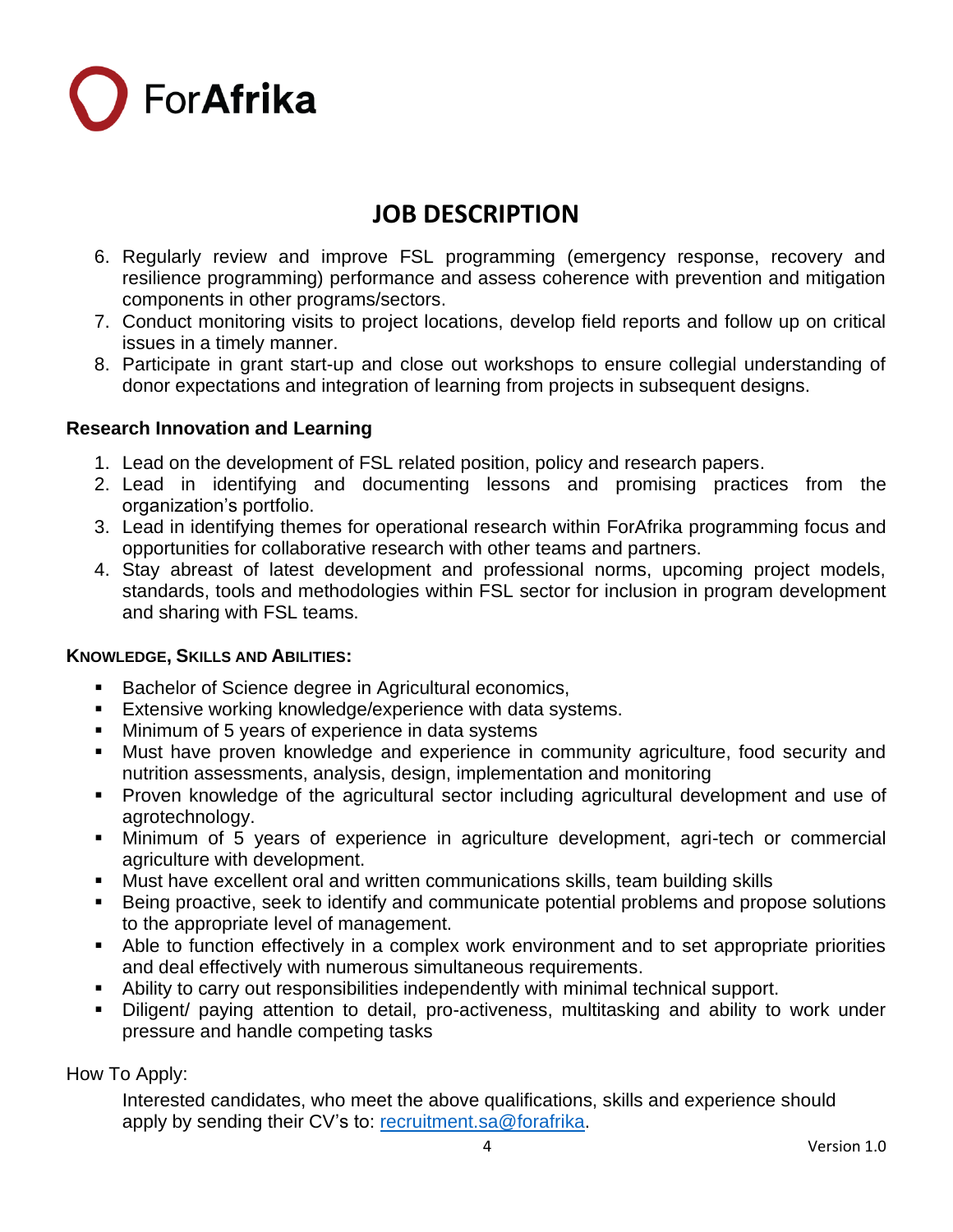# JOB DESCRIPTION

6. Regularly review and improve FSL programming (emergency response, recovery and resilience programming) performance and assess coherence with prevention and mitigation components in other programs/sectors.
7. Conduct monitoring visits to project locations, develop field reports and follow up on critical issues in a timely manner.
8. Participate in grant start-up and close out workshops to ensure collegial understanding of donor expectations and integration of learning from projects in subsequent designs.

**Research Innovation and Learning**

1. Lead on the development of FSL related position, policy and research papers.
2. Lead in identifying and documenting lessons and promising practices from the organization's portfolio.
3. Lead in identifying themes for operational research within ForAfrika programming focus and opportunities for collaborative research with other teams and partners.
4. Stay abreast of latest development and professional norms, upcoming project models, standards, tools and methodologies within FSL sector for inclusion in program development and sharing with FSL teams.

**KNOWLEDGE, SKILLS AND ABILITIES:**

- Bachelor of Science degree in Agricultural economics,
- Extensive working knowledge/experience with data systems.
- Minimum of 5 years of experience in data systems
- Must have proven knowledge and experience in community agriculture, food security and nutrition assessments, analysis, design, implementation and monitoring
- Proven knowledge of the agricultural sector including agricultural development and use of agrotechnology.
- Minimum of 5 years of experience in agriculture development, agri-tech or commercial agriculture with development.
- Must have excellent oral and written communications skills, team building skills
- Being proactive, seek to identify and communicate potential problems and propose solutions to the appropriate level of management.
- Able to function effectively in a complex work environment and to set appropriate priorities and deal effectively with numerous simultaneous requirements.
- Ability to carry out responsibilities independently with minimal technical support.
- Diligent/ paying attention to detail, pro-activeness, multitasking and ability to work under pressure and handle competing tasks

How To Apply:

Interested candidates, who meet the above qualifications, skills and experience should apply by sending their CV's to: recruitment.sa@forafrika.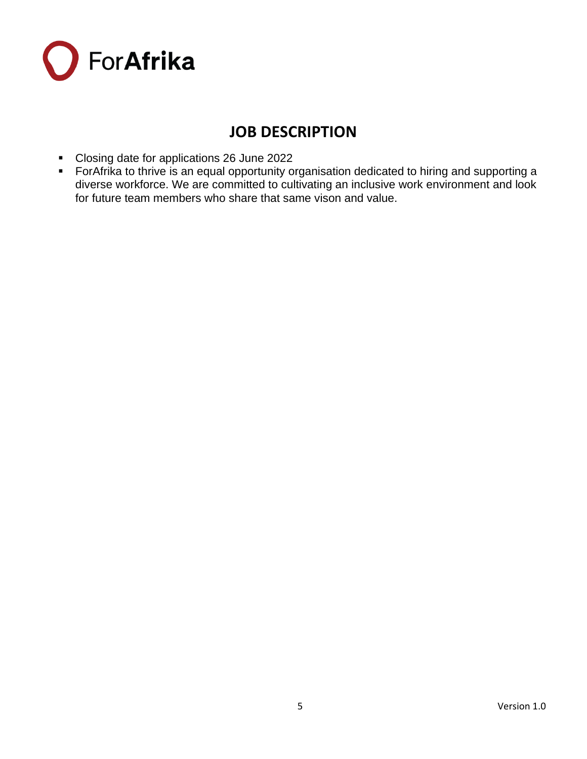ForAfrika

## JOB DESCRIPTION

- Closing date for applications 26 June 2022
- ForAfrika to thrive is an equal opportunity organisation dedicated to hiring and supporting a diverse workforce. We are committed to cultivating an inclusive work environment and look for future team members who share that same vison and value.